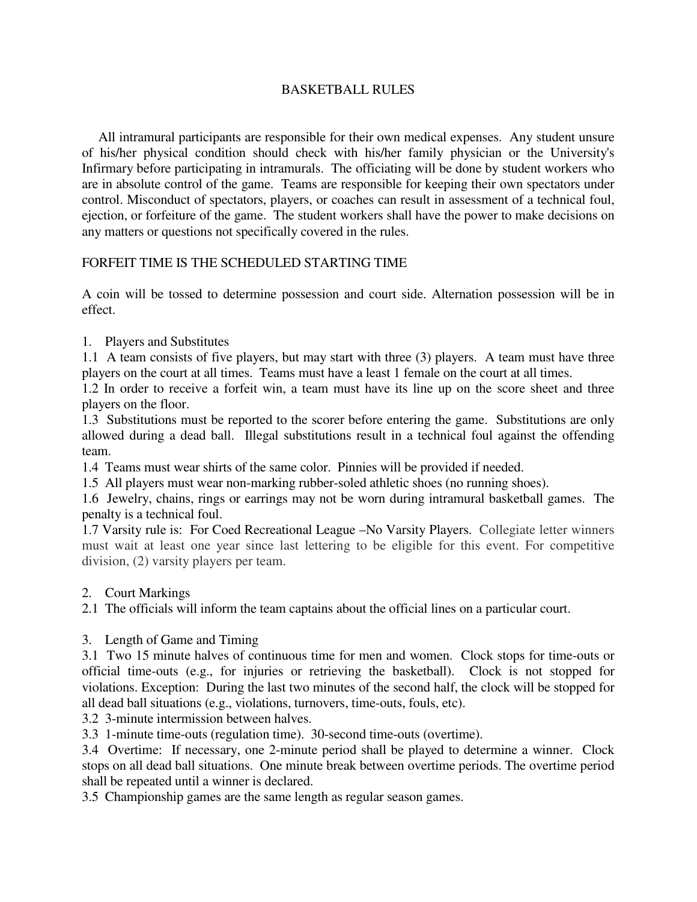# BASKETBALL RULES

All intramural participants are responsible for their own medical expenses. Any student unsure of his/her physical condition should check with his/her family physician or the University's Infirmary before participating in intramurals. The officiating will be done by student workers who are in absolute control of the game. Teams are responsible for keeping their own spectators under control. Misconduct of spectators, players, or coaches can result in assessment of a technical foul, ejection, or forfeiture of the game. The student workers shall have the power to make decisions on any matters or questions not specifically covered in the rules.

FORFEIT TIME IS THE SCHEDULED STARTING TIME

A coin will be tossed to determine possession and court side. Alternation possession will be in effect.

1. Players and Substitutes

1.1 A team consists of five players, but may start with three (3) players. A team must have three players on the court at all times. Teams must have a least 1 female on the court at all times.

1.2 In order to receive a forfeit win, a team must have its line up on the score sheet and three players on the floor.

1.3 Substitutions must be reported to the scorer before entering the game. Substitutions are only allowed during a dead ball. Illegal substitutions result in a technical foul against the offending team.

1.4 Teams must wear shirts of the same color. Pinnies will be provided if needed.

1.5 All players must wear non-marking rubber-soled athletic shoes (no running shoes).

1.6 Jewelry, chains, rings or earrings may not be worn during intramural basketball games. The penalty is a technical foul.

1.7 Varsity rule is: For Coed Recreational League –No Varsity Players. Collegiate letter winners must wait at least one year since last lettering to be eligible for this event. For competitive division, (2) varsity players per team.

2. Court Markings

2.1 The officials will inform the team captains about the official lines on a particular court.

3. Length of Game and Timing

3.1 Two 15 minute halves of continuous time for men and women. Clock stops for time-outs or official time-outs (e.g., for injuries or retrieving the basketball). Clock is not stopped for violations. Exception: During the last two minutes of the second half, the clock will be stopped for all dead ball situations (e.g., violations, turnovers, time-outs, fouls, etc).

3.2 3-minute intermission between halves.

3.3 1-minute time-outs (regulation time). 30-second time-outs (overtime).

3.4 Overtime: If necessary, one 2-minute period shall be played to determine a winner. Clock stops on all dead ball situations. One minute break between overtime periods. The overtime period shall be repeated until a winner is declared.

3.5 Championship games are the same length as regular season games.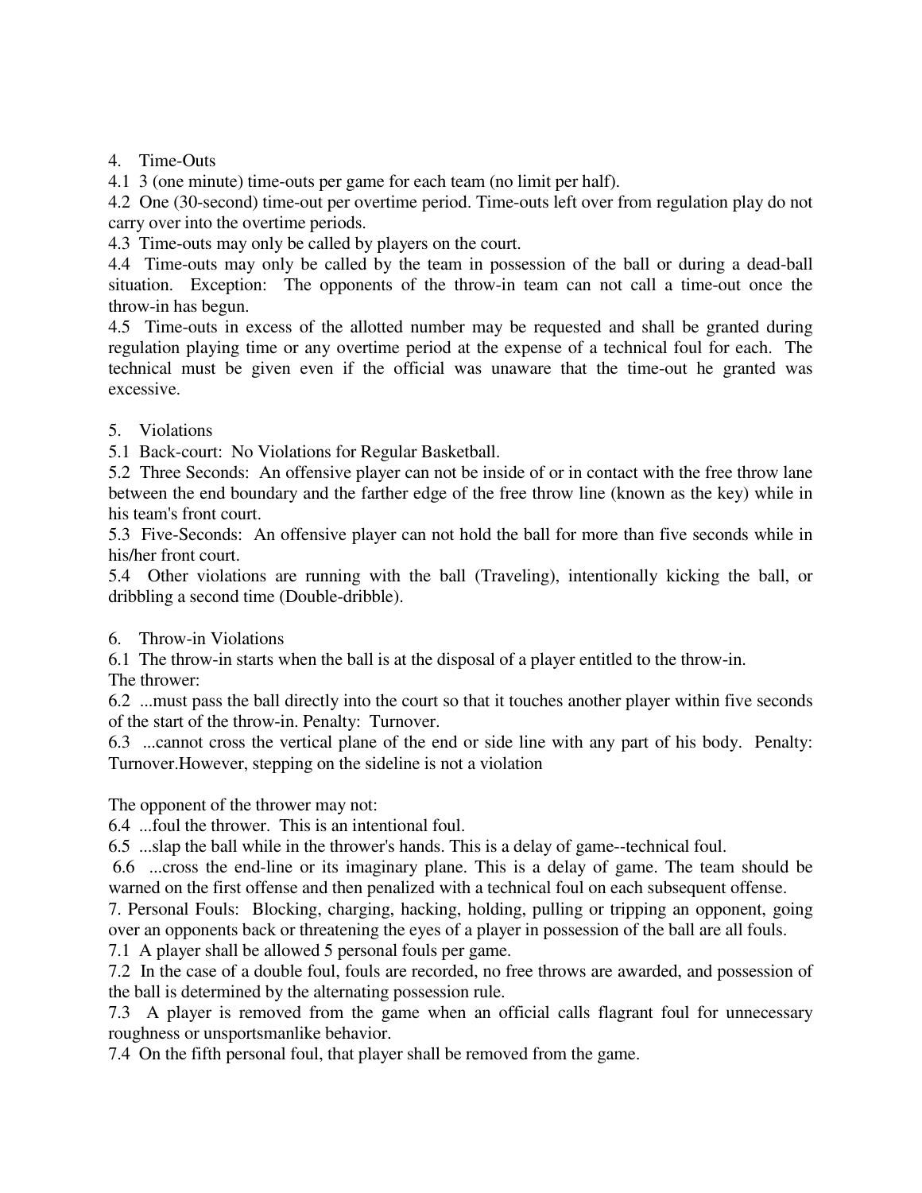## 4. Time-Outs

4.1 3 (one minute) time-outs per game for each team (no limit per half).

4.2 One (30-second) time-out per overtime period. Time-outs left over from regulation play do not carry over into the overtime periods.

4.3 Time-outs may only be called by players on the court.

4.4 Time-outs may only be called by the team in possession of the ball or during a dead-ball situation. Exception: The opponents of the throw-in team can not call a time-out once the throw-in has begun.

4.5 Time-outs in excess of the allotted number may be requested and shall be granted during regulation playing time or any overtime period at the expense of a technical foul for each. The technical must be given even if the official was unaware that the time-out he granted was excessive.

## 5. Violations

5.1 Back-court: No Violations for Regular Basketball.

5.2 Three Seconds: An offensive player can not be inside of or in contact with the free throw lane between the end boundary and the farther edge of the free throw line (known as the key) while in his team's front court.

5.3 Five-Seconds: An offensive player can not hold the ball for more than five seconds while in his/her front court.

5.4 Other violations are running with the ball (Traveling), intentionally kicking the ball, or dribbling a second time (Double-dribble).

## 6. Throw-in Violations

6.1 The throw-in starts when the ball is at the disposal of a player entitled to the throw-in.

The thrower:

6.2 ...must pass the ball directly into the court so that it touches another player within five seconds of the start of the throw-in. Penalty: Turnover.

6.3 ...cannot cross the vertical plane of the end or side line with any part of his body. Penalty: Turnover.However, stepping on the sideline is not a violation

The opponent of the thrower may not:

6.4 ...foul the thrower. This is an intentional foul.

6.5 ...slap the ball while in the thrower's hands. This is a delay of game--technical foul.

6.6 ...cross the end-line or its imaginary plane. This is a delay of game. The team should be warned on the first offense and then penalized with a technical foul on each subsequent offense.

## 7. Personal Fouls

7. Personal Fouls: Blocking, charging, hacking, holding, pulling or tripping an opponent, going over an opponents back or threatening the eyes of a player in possession of the ball are all fouls.

7.1 A player shall be allowed 5 personal fouls per game.

7.2 In the case of a double foul, fouls are recorded, no free throws are awarded, and possession of the ball is determined by the alternating possession rule.

7.3 A player is removed from the game when an official calls flagrant foul for unnecessary roughness or unsportsmanlike behavior.

7.4 On the fifth personal foul, that player shall be removed from the game.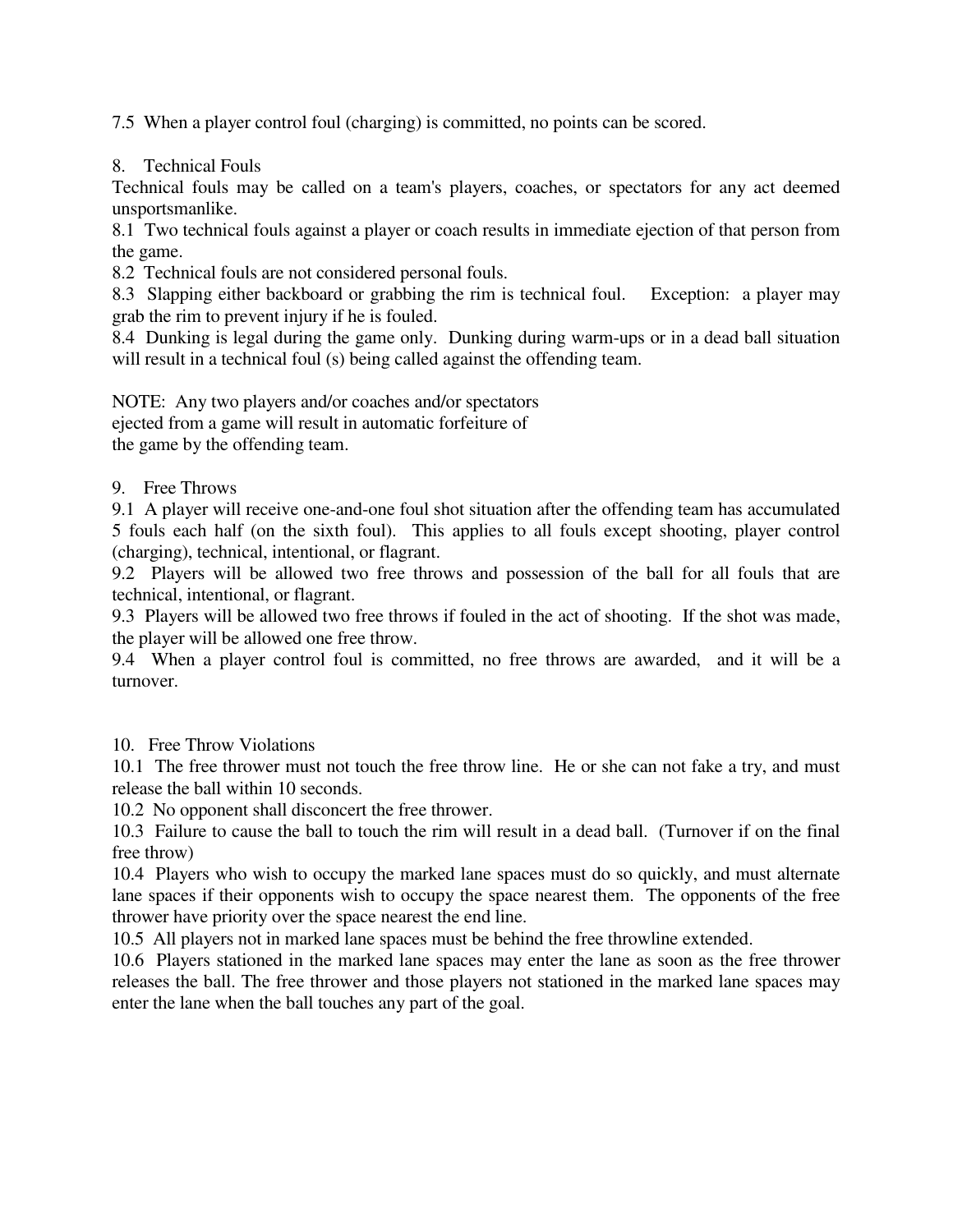7.5 When a player control foul (charging) is committed, no points can be scored.

## 8. Technical Fouls

Technical fouls may be called on a team's players, coaches, or spectators for any act deemed unsportsmanlike.

8.1 Two technical fouls against a player or coach results in immediate ejection of that person from the game.

8.2 Technical fouls are not considered personal fouls.

8.3 Slapping either backboard or grabbing the rim is technical foul. Exception: a player may grab the rim to prevent injury if he is fouled.

8.4 Dunking is legal during the game only. Dunking during warm-ups or in a dead ball situation will result in a technical foul (s) being called against the offending team.

NOTE: Any two players and/or coaches and/or spectators ejected from a game will result in automatic forfeiture of the game by the offending team.

## 9. Free Throws

9.1 A player will receive one-and-one foul shot situation after the offending team has accumulated 5 fouls each half (on the sixth foul). This applies to all fouls except shooting, player control (charging), technical, intentional, or flagrant.

9.2 Players will be allowed two free throws and possession of the ball for all fouls that are technical, intentional, or flagrant.

9.3 Players will be allowed two free throws if fouled in the act of shooting. If the shot was made, the player will be allowed one free throw.

9.4 When a player control foul is committed, no free throws are awarded, and it will be a turnover.

## 10. Free Throw Violations

10.1 The free thrower must not touch the free throw line. He or she can not fake a try, and must release the ball within 10 seconds.

10.2 No opponent shall disconcert the free thrower.

10.3 Failure to cause the ball to touch the rim will result in a dead ball. (Turnover if on the final free throw)

10.4 Players who wish to occupy the marked lane spaces must do so quickly, and must alternate lane spaces if their opponents wish to occupy the space nearest them. The opponents of the free thrower have priority over the space nearest the end line.

10.5 All players not in marked lane spaces must be behind the free throwline extended.

10.6 Players stationed in the marked lane spaces may enter the lane as soon as the free thrower releases the ball. The free thrower and those players not stationed in the marked lane spaces may enter the lane when the ball touches any part of the goal.